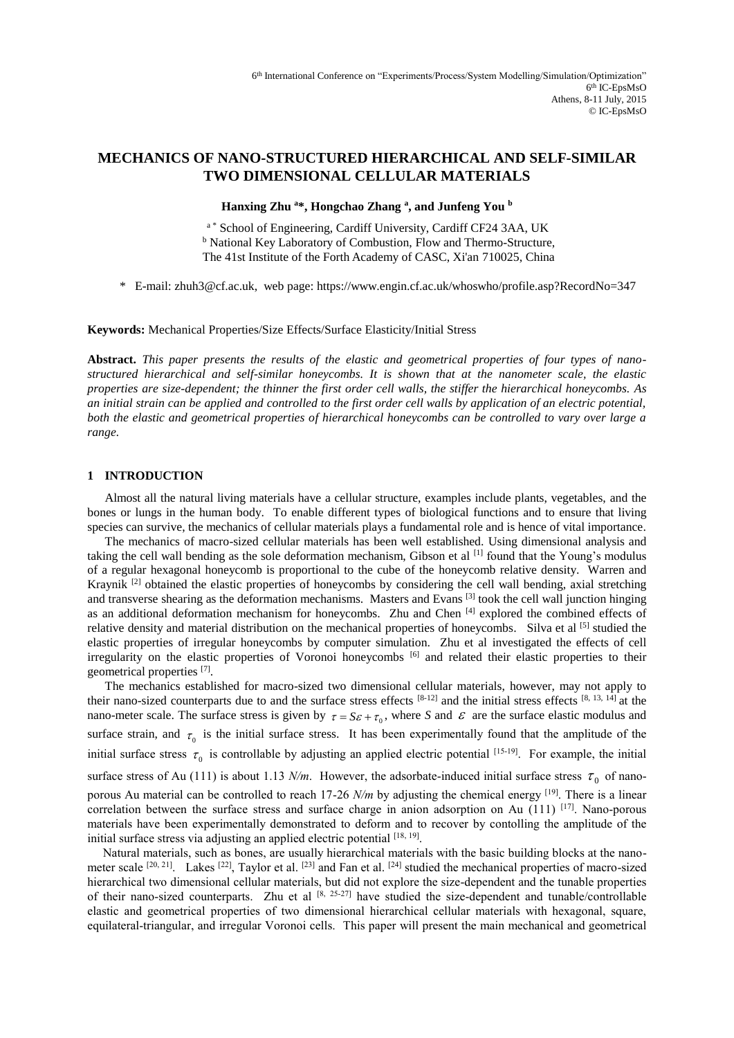6th International Conference on "Experiments/Process/System Modelling/Simulation/Optimization"
6th IC-EpsMsO
Athens, 8-11 July, 2015
© IC-EpsMsO

# MECHANICS OF NANO-STRUCTURED HIERARCHICAL AND SELF-SIMILAR TWO DIMENSIONAL CELLULAR MATERIALS

**Hanxing Zhu [a]\*, Hongchao Zhang [a], and Junfeng You [b]**

[a] \* School of Engineering, Cardiff University, Cardiff CF24 3AA, UK
[b] National Key Laboratory of Combustion, Flow and Thermo-Structure, The 41st Institute of the Forth Academy of CASC, Xi'an 710025, China

\* E-mail: zhuh3@cf.ac.uk, web page: https://www.engin.cf.ac.uk/whoswho/profile.asp?RecordNo=347

**Keywords:** Mechanical Properties/Size Effects/Surface Elasticity/Initial Stress

**Abstract.** *This paper presents the results of the elastic and geometrical properties of four types of nano-structured hierarchical and self-similar honeycombs. It is shown that at the nanometer scale, the elastic properties are size-dependent; the thinner the first order cell walls, the stiffer the hierarchical honeycombs. As an initial strain can be applied and controlled to the first order cell walls by application of an electric potential, both the elastic and geometrical properties of hierarchical honeycombs can be controlled to vary over large a range.*

## 1 INTRODUCTION

Almost all the natural living materials have a cellular structure, examples include plants, vegetables, and the bones or lungs in the human body. To enable different types of biological functions and to ensure that living species can survive, the mechanics of cellular materials plays a fundamental role and is hence of vital importance.

The mechanics of macro-sized cellular materials has been well established. Using dimensional analysis and taking the cell wall bending as the sole deformation mechanism, Gibson et al [1] found that the Young's modulus of a regular hexagonal honeycomb is proportional to the cube of the honeycomb relative density. Warren and Kraynik [2] obtained the elastic properties of honeycombs by considering the cell wall bending, axial stretching and transverse shearing as the deformation mechanisms. Masters and Evans [3] took the cell wall junction hinging as an additional deformation mechanism for honeycombs. Zhu and Chen [4] explored the combined effects of relative density and material distribution on the mechanical properties of honeycombs. Silva et al [5] studied the elastic properties of irregular honeycombs by computer simulation. Zhu et al investigated the effects of cell irregularity on the elastic properties of Voronoi honeycombs [6] and related their elastic properties to their geometrical properties [7].

The mechanics established for macro-sized two dimensional cellular materials, however, may not apply to their nano-sized counterparts due to and the surface stress effects [8-12] and the initial stress effects [8, 13, 14] at the nano-meter scale. The surface stress is given by $\tau = S\varepsilon + \tau_0$, where *S* and $\varepsilon$ are the surface elastic modulus and surface strain, and $\tau_0$ is the initial surface stress. It has been experimentally found that the amplitude of the initial surface stress $\tau_0$ is controllable by adjusting an applied electric potential [15-19]. For example, the initial surface stress of Au (111) is about 1.13 *N/m*. However, the adsorbate-induced initial surface stress $\tau_0$ of nano-porous Au material can be controlled to reach 17-26 *N/m* by adjusting the chemical energy [19]. There is a linear correlation between the surface stress and surface charge in anion adsorption on Au (111) [17]. Nano-porous materials have been experimentally demonstrated to deform and to recover by contolling the amplitude of the initial surface stress via adjusting an applied electric potential [18, 19].

Natural materials, such as bones, are usually hierarchical materials with the basic building blocks at the nano-meter scale [20, 21]. Lakes [22], Taylor et al. [23] and Fan et al. [24] studied the mechanical properties of macro-sized hierarchical two dimensional cellular materials, but did not explore the size-dependent and the tunable properties of their nano-sized counterparts. Zhu et al [8, 25-27] have studied the size-dependent and tunable/controllable elastic and geometrical properties of two dimensional hierarchical cellular materials with hexagonal, square, equilateral-triangular, and irregular Voronoi cells. This paper will present the main mechanical and geometrical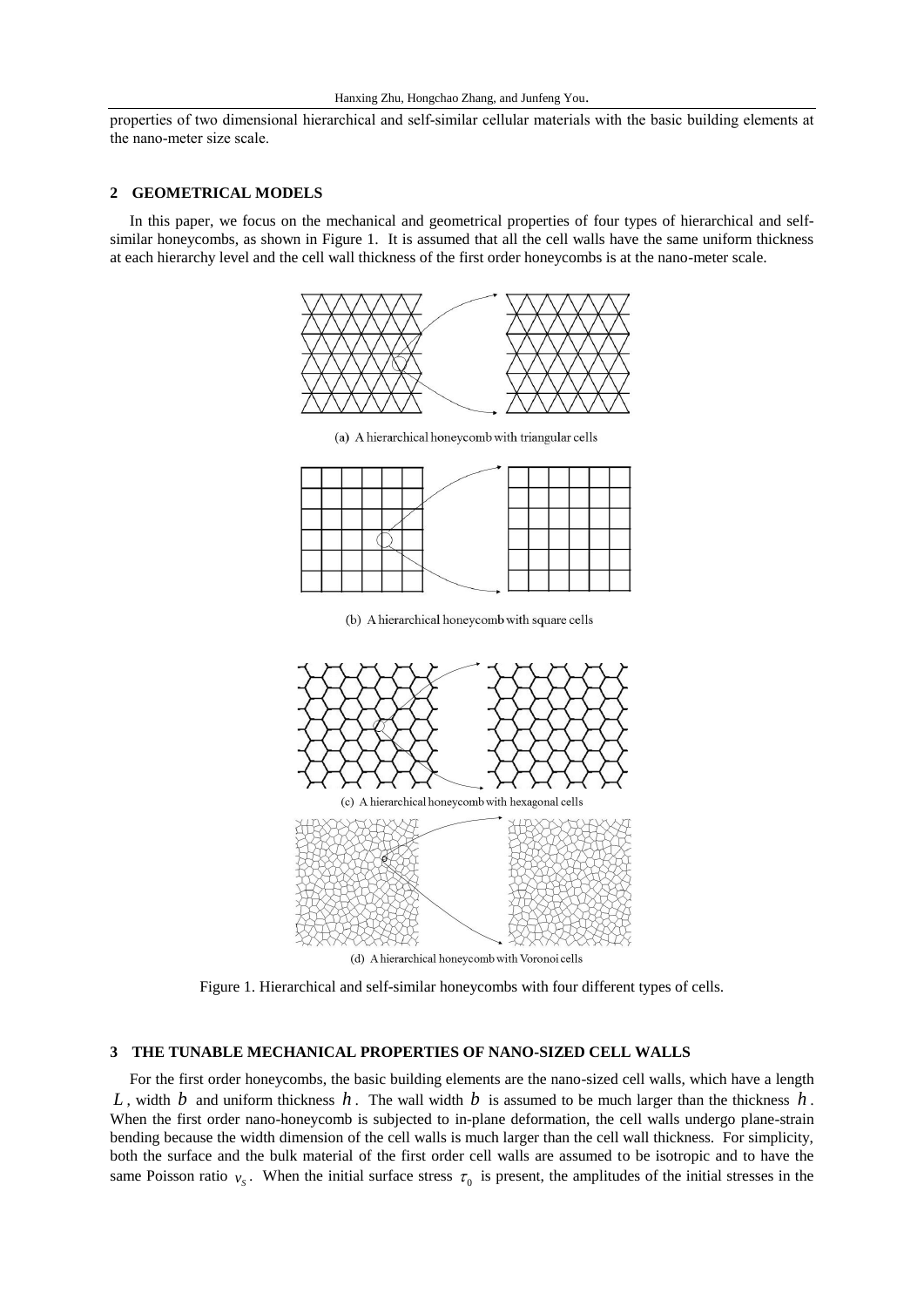properties of two dimensional hierarchical and self-similar cellular materials with the basic building elements at the nano-meter size scale.

## 2 GEOMETRICAL MODELS

In this paper, we focus on the mechanical and geometrical properties of four types of hierarchical and self-similar honeycombs, as shown in Figure 1. It is assumed that all the cell walls have the same uniform thickness at each hierarchy level and the cell wall thickness of the first order honeycombs is at the nano-meter scale.

(a) A hierarchical honeycomb with triangular cells

(b) A hierarchical honeycomb with square cells

(c) A hierarchical honeycomb with hexagonal cells

(d) A hierarchical honeycomb with Voronoi cells

Figure 1. Hierarchical and self-similar honeycombs with four different types of cells.

## 3 THE TUNABLE MECHANICAL PROPERTIES OF NANO-SIZED CELL WALLS

For the first order honeycombs, the basic building elements are the nano-sized cell walls, which have a length $L$, width $b$ and uniform thickness $h$. The wall width $b$ is assumed to be much larger than the thickness $h$. When the first order nano-honeycomb is subjected to in-plane deformation, the cell walls undergo plane-strain bending because the width dimension of the cell walls is much larger than the cell wall thickness. For simplicity, both the surface and the bulk material of the first order cell walls are assumed to be isotropic and to have the same Poisson ratio $v_s$. When the initial surface stress $\tau_0$ is present, the amplitudes of the initial stresses in the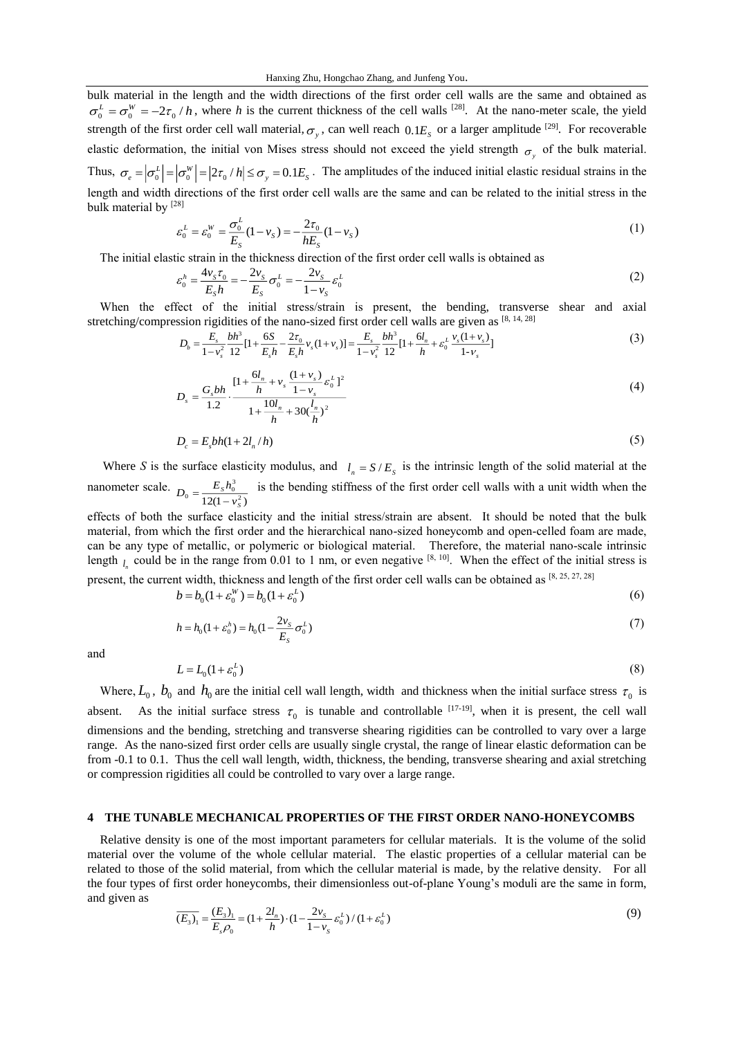bulk material in the length and the width directions of the first order cell walls are the same and obtained as $\sigma_0^L = \sigma_0^W = -2\tau_0 / h$, where *h* is the current thickness of the cell walls [28]. At the nano-meter scale, the yield strength of the first order cell wall material, $\sigma_y$, can well reach $0.1E_S$ or a larger amplitude [29]. For recoverable elastic deformation, the initial von Mises stress should not exceed the yield strength $\sigma_y$ of the bulk material. Thus, $\sigma_e = \left|\sigma_0^L\right| = \left|\sigma_0^W\right| = \left|2\tau_0 / h\right| \le \sigma_y = 0.1E_S$. The amplitudes of the induced initial elastic residual strains in the length and width directions of the first order cell walls are the same and can be related to the initial stress in the bulk material by [28]

$$\varepsilon_0^L = \varepsilon_0^W = \frac{\sigma_0^L}{E_S}(1-v_S) = -\frac{2\tau_0}{hE_S}(1-v_S) \tag{1}$$

The initial elastic strain in the thickness direction of the first order cell walls is obtained as

$$\varepsilon_0^h = \frac{4v_S\tau_0}{E_S h} = -\frac{2v_S}{E_S}\sigma_0^L = -\frac{2v_S}{1-v_S}\varepsilon_0^L \tag{2}$$

When the effect of the initial stress/strain is present, the bending, transverse shear and axial stretching/compression rigidities of the nano-sized first order cell walls are given as [8, 14, 28]

$$D_b = \frac{E_s}{1-v_s^2}\frac{bh^3}{12}\left[1+\frac{6S}{E_s h}-\frac{2\tau_0}{E_s h}v_s(1+v_s)\right] = \frac{E_s}{1-v_s^2}\frac{bh^3}{12}\left[1+\frac{6l_n}{h}+\varepsilon_0^L\frac{v_s(1+v_s)}{1\text{-}v_s}\right] \tag{3}$$

$$D_s = \frac{G_s bh}{1.2}\cdot\frac{\left[1+\frac{6l_n}{h}+v_s\frac{(1+v_s)}{1-v_s}\varepsilon_0^L\right]^2}{1+\frac{10l_n}{h}+30\left(\frac{l_n}{h}\right)^2} \tag{4}$$

$$D_c = E_s bh(1+2l_n/h) \tag{5}$$

Where *S* is the surface elasticity modulus, and $l_n = S/E_S$ is the intrinsic length of the solid material at the nanometer scale. $D_0 = \frac{E_S h_0^3}{12(1-v_S^2)}$ is the bending stiffness of the first order cell walls with a unit width when the effects of both the surface elasticity and the initial stress/strain are absent. It should be noted that the bulk material, from which the first order and the hierarchical nano-sized honeycomb and open-celled foam are made, can be any type of metallic, or polymeric or biological material. Therefore, the material nano-scale intrinsic length $l_n$ could be in the range from 0.01 to 1 nm, or even negative [8, 10]. When the effect of the initial stress is present, the current width, thickness and length of the first order cell walls can be obtained as [8, 25, 27, 28]

$$b = b_0(1+\varepsilon_0^W) = b_0(1+\varepsilon_0^L) \tag{6}$$

$$h = h_0(1+\varepsilon_0^h) = h_0\left(1-\frac{2v_S}{E_S}\sigma_0^L\right) \tag{7}$$

and

$$L = L_0(1+\varepsilon_0^L) \tag{8}$$

Where, $L_0$, $b_0$ and $h_0$ are the initial cell wall length, width and thickness when the initial surface stress $\tau_0$ is absent. As the initial surface stress $\tau_0$ is tunable and controllable [17-19], when it is present, the cell wall dimensions and the bending, stretching and transverse shearing rigidities can be controlled to vary over a large range. As the nano-sized first order cells are usually single crystal, the range of linear elastic deformation can be from -0.1 to 0.1. Thus the cell wall length, width, thickness, the bending, transverse shearing and axial stretching or compression rigidities all could be controlled to vary over a large range.

## 4 THE TUNABLE MECHANICAL PROPERTIES OF THE FIRST ORDER NANO-HONEYCOMBS

Relative density is one of the most important parameters for cellular materials. It is the volume of the solid material over the volume of the whole cellular material. The elastic properties of a cellular material can be related to those of the solid material, from which the cellular material is made, by the relative density. For all the four types of first order honeycombs, their dimensionless out-of-plane Young's moduli are the same in form, and given as

$$\overline{(E_3)_1} = \frac{(E_3)_1}{E_s\rho_0} = \left(1+\frac{2l_n}{h}\right)\cdot\left(1-\frac{2v_S}{1-v_S}\varepsilon_0^L\right)/(1+\varepsilon_0^L) \tag{9}$$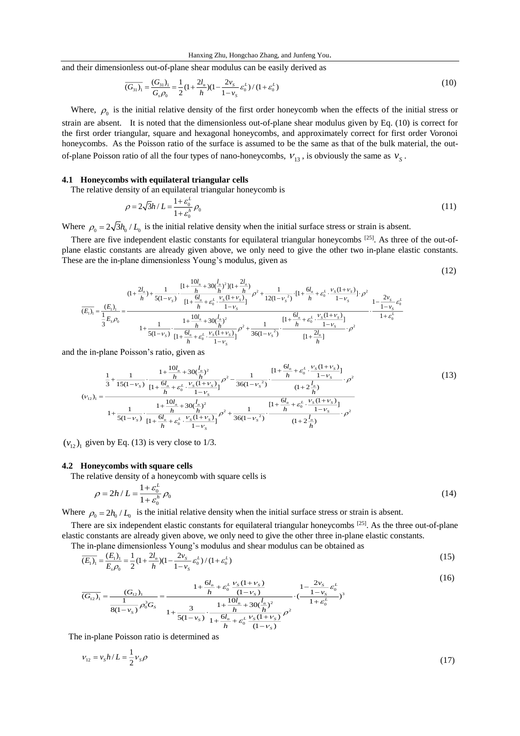and their dimensionless out-of-plane shear modulus can be easily derived as

$$\overline{(G_{31})_1} = \frac{(G_{31})_1}{G_s \rho_0} = \frac{1}{2}(1+\frac{2l_n}{h})(1-\frac{2\nu_S}{1-\nu_S}\varepsilon_0^L)/(1+\varepsilon_0^L) \tag{10}$$

Where, $\rho_0$ is the initial relative density of the first order honeycomb when the effects of the initial stress or strain are absent. It is noted that the dimensionless out-of-plane shear modulus given by Eq. (10) is correct for the first order triangular, square and hexagonal honeycombs, and approximately correct for first order Voronoi honeycombs. As the Poisson ratio of the surface is assumed to be the same as that of the bulk material, the out-of-plane Poisson ratio of all the four types of nano-honeycombs, $\nu_{13}$, is obviously the same as $\nu_S$.

### 4.1 Honeycombs with equilateral triangular cells

The relative density of an equilateral triangular honeycomb is

$$\rho = 2\sqrt{3}h/L = \frac{1+\varepsilon_0^L}{1+\varepsilon_0^h}\rho_0 \tag{11}$$

Where $\rho_0 = 2\sqrt{3}h_0/L_0$ is the initial relative density when the initial surface stress or strain is absent.

There are five independent elastic constants for equilateral triangular honeycombs [25]. As three of the out-of-plane elastic constants are already given above, we only need to give the other two in-plane elastic constants. These are the in-plane dimensionless Young's modulus, given as

$$\overline{(E_1)_1} = \frac{(E_1)_1}{\frac{1}{3}E_s\rho_0} = \frac{(1+\frac{2l_n}{h}) + \frac{1}{5(1-\nu_S)}\cdot\frac{[1+\frac{10l_n}{h}+30(\frac{l_n}{h})^2](1+\frac{2l_n}{h})}{[1+\frac{6l_n}{h}+\varepsilon_0^L\cdot\frac{\nu_S(1+\nu_S)}{1-\nu_S}]}\rho^2 + \frac{1}{12(1-\nu_S{}^2)}\cdot[1+\frac{6l_n}{h}+\varepsilon_0^L\cdot\frac{\nu_S(1+\nu_S)}{1-\nu_S}]\cdot\rho^2}{1+\frac{1}{5(1-\nu_S)}\cdot\frac{1+\frac{10l_n}{h}+30(\frac{l_n}{h})^2}{[1+\frac{6l_n}{h}+\varepsilon_0^L\cdot\frac{\nu_S(1+\nu_S)}{1-\nu_S}]}\rho^2 + \frac{1}{36(1-\nu_S{}^2)}\cdot\frac{[1+\frac{6l_n}{h}+\varepsilon_0^L\cdot\frac{\nu_S(1+\nu_S)}{1-\nu_S}]}{[1+\frac{2l_n}{h}]}\cdot\rho^2}\cdot\frac{1-\frac{2\nu_S}{1-\nu_S}\varepsilon_0^L}{1+\varepsilon_0^L} \tag{12}$$

and the in-plane Poisson's ratio, given as

$$(\nu_{12})_1 = \frac{\frac{1}{3}+\frac{1}{15(1-\nu_S)}\cdot\frac{1+\frac{10l_n}{h}+30(\frac{l_n}{h})^2}{[1+\frac{6l_n}{h}+\varepsilon_0^L\cdot\frac{\nu_S(1+\nu_S)}{1-\nu_S}]}\rho^2 - \frac{1}{36(1-\nu_S{}^2)}\cdot\frac{[1+\frac{6l_n}{h}+\varepsilon_0^L\cdot\frac{\nu_S(1+\nu_S)}{1-\nu_S}]}{(1+2\frac{l_n}{h})}\cdot\rho^2}{1+\frac{1}{5(1-\nu_S)}\cdot\frac{1+\frac{10l_n}{h}+30(\frac{l_n}{h})^2}{[1+\frac{6l_n}{h}+\varepsilon_0^L\cdot\frac{\nu_S(1+\nu_S)}{1-\nu_S}]}\rho^2 + \frac{1}{36(1-\nu_S{}^2)}\cdot\frac{[1+\frac{6l_n}{h}+\varepsilon_0^L\cdot\frac{\nu_S(1+\nu_S)}{1-\nu_S}]}{(1+2\frac{l_n}{h})}\cdot\rho^2} \tag{13}$$

$(\nu_{12})_1$ given by Eq. (13) is very close to 1/3.

### 4.2 Honeycombs with square cells

The relative density of a honeycomb with square cells is

$$\rho = 2h/L = \frac{1+\varepsilon_0^L}{1+\varepsilon_0^h}\rho_0 \tag{14}$$

Where $\rho_0 = 2h_0/L_0$ is the initial relative density when the initial surface stress or strain is absent.

There are six independent elastic constants for equilateral triangular honeycombs [25]. As the three out-of-plane elastic constants are already given above, we only need to give the other three in-plane elastic constants.

The in-plane dimensionless Young's modulus and shear modulus can be obtained as

$$\overline{(E_1)_1} = \frac{(E_1)_1}{E_s\rho_0} = \frac{1}{2}(1+\frac{2l_n}{h})(1-\frac{2\nu_S}{1-\nu_S}\varepsilon_0^L)/(1+\varepsilon_0^L) \tag{15}$$

$$\overline{(G_{12})_1} = \frac{(G_{12})_1}{\frac{1}{8(1-\nu_S)}\rho_0^3 G_S} = \frac{1+\frac{6l_n}{h}+\varepsilon_0^L\frac{\nu_S(1+\nu_S)}{(1-\nu_S)}}{1+\frac{3}{5(1-\nu_S)}\cdot\frac{1+\frac{10l_n}{h}+30(\frac{l_n}{h})^2}{1+\frac{6l_n}{h}+\varepsilon_0^L\frac{\nu_S(1+\nu_S)}{(1-\nu_S)}}\rho^2}\cdot\left(\frac{1-\frac{2\nu_S}{1-\nu_S}\varepsilon_0^L}{1+\varepsilon_0^L}\right)^3 \tag{16}$$

The in-plane Poisson ratio is determined as

$$\nu_{12} = \nu_S h/L = \frac{1}{2}\nu_S\rho \tag{17}$$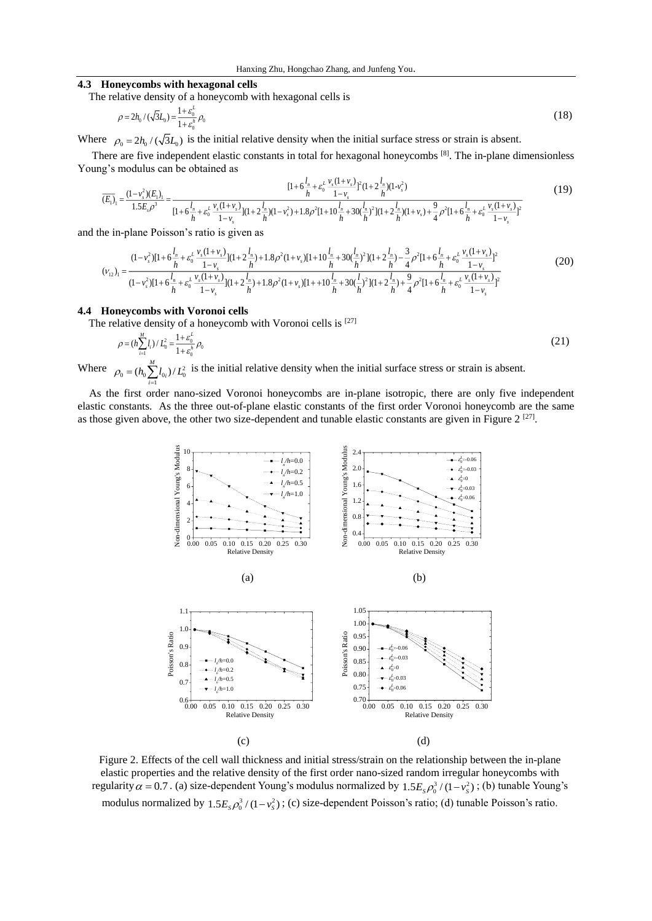### 4.3 Honeycombs with hexagonal cells

The relative density of a honeycomb with hexagonal cells is

$$\rho = 2h_0/(\sqrt{3}L_0) = \frac{1+\varepsilon_0^L}{1+\varepsilon_0^h}\rho_0 \tag{18}$$

Where $\rho_0 = 2h_0/(\sqrt{3}L_0)$ is the initial relative density when the initial surface stress or strain is absent.

There are five independent elastic constants in total for hexagonal honeycombs [8]. The in-plane dimensionless Young's modulus can be obtained as

$$\overline{(E_1)_1} = \frac{(1-v_s^2)(E_1)_1}{1.5E_s\rho^3} = \frac{[1+6\frac{l_n}{h}+\varepsilon_0^L\frac{v_s(1+v_s)}{1-v_s}]^2(1+2\frac{l_n}{h})(1-v_s^2)}{[1+6\frac{l_n}{h}+\varepsilon_0^L\frac{v_s(1+v_s)}{1-v_s}](1+2\frac{l_n}{h})(1-v_s^2)+1.8\rho^2[1+10\frac{l_n}{h}+30(\frac{l_n}{h})^2](1+2\frac{l_n}{h})(1+v_s)+\frac{9}{4}\rho^2[1+6\frac{l_n}{h}+\varepsilon_0^L\frac{v_s(1+v_s)}{1-v_s}]^2} \tag{19}$$

and the in-plane Poisson's ratio is given as

$$(v_{12})_1 = \frac{(1-v_s^2)[1+6\frac{l_n}{h}+\varepsilon_0^L\frac{v_s(1+v_s)}{1-v_s}](1+2\frac{l_n}{h})+1.8\rho^2(1+v_s)[1+10\frac{l_n}{h}+30(\frac{l_n}{h})^2](1+2\frac{l_n}{h})-\frac{3}{4}\rho^2[1+6\frac{l_n}{h}+\varepsilon_0^L\frac{v_s(1+v_s)}{1-v_s}]^2}{(1-v_s^2)[1+6\frac{l_n}{h}+\varepsilon_0^L\frac{v_s(1+v_s)}{1-v_s}](1+2\frac{l_n}{h})+1.8\rho^2(1+v_s)[1++10\frac{l_n}{h}+30(\frac{l}{h})^2](1+2\frac{l_n}{h})+\frac{9}{4}\rho^2[1+6\frac{l_n}{h}+\varepsilon_0^L\frac{v_s(1+v_s)}{1-v_s}]^2} \tag{20}$$

### 4.4 Honeycombs with Voronoi cells

The relative density of a honeycomb with Voronoi cells is [27]

$$\rho = (h\sum_{i=1}^{M} l_i)/L_0^2 = \frac{1+\varepsilon_0^L}{1+\varepsilon_0^h}\rho_0 \tag{21}$$

Where $\rho_0 = (h_0\sum_{i=1}^{M} l_{0i})/L_0^2$ is the initial relative density when the initial surface stress or strain is absent.

As the first order nano-sized Voronoi honeycombs are in-plane isotropic, there are only five independent elastic constants. As the three out-of-plane elastic constants of the first order Voronoi honeycomb are the same as those given above, the other two size-dependent and tunable elastic constants are given in Figure 2 [27].

(a)
Non-dimensional Young's Modulus
Relative Density
$l_n/h$=0.0
$l_n/h$=0.2
$l_n/h$=0.5
$l_n/h$=1.0

(b)
Non-dimensional Young's Modulus
Relative Density
$\varepsilon_0^L$=-0.06
$\varepsilon_0^L$=-0.03
$\varepsilon_0^L$=0
$\varepsilon_0^L$=0.03
$\varepsilon_0^L$=0.06

(c)
Poisson's Ratio
Relative Density
$l_n/h$=0.0
$l_n/h$=0.2
$l_n/h$=0.5
$l_n/h$=1.0

(d)
Poisson's Ratio
Relative Density
$\varepsilon_0^L$=-0.06
$\varepsilon_0^L$=-0.03
$\varepsilon_0^L$=0
$\varepsilon_0^L$=0.03
$\varepsilon_0^L$=0.06

Figure 2. Effects of the cell wall thickness and initial stress/strain on the relationship between the in-plane elastic properties and the relative density of the first order nano-sized random irregular honeycombs with regularity $\alpha = 0.7$. (a) size-dependent Young's modulus normalized by $1.5E_S\rho_0^3/(1-v_S^2)$; (b) tunable Young's modulus normalized by $1.5E_S\rho_0^3/(1-v_S^2)$; (c) size-dependent Poisson's ratio; (d) tunable Poisson's ratio.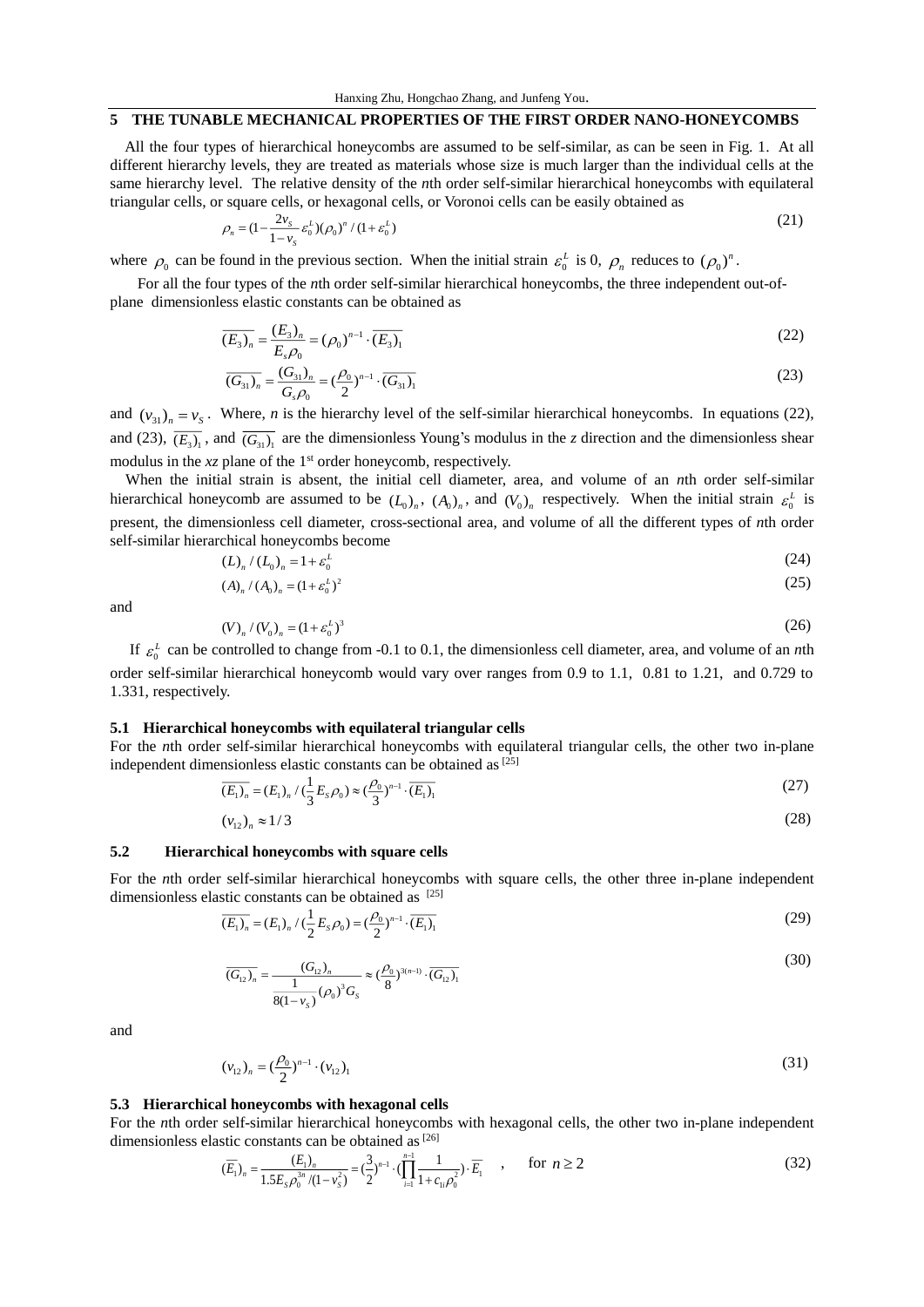## 5 THE TUNABLE MECHANICAL PROPERTIES OF THE FIRST ORDER NANO-HONEYCOMBS

All the four types of hierarchical honeycombs are assumed to be self-similar, as can be seen in Fig. 1. At all different hierarchy levels, they are treated as materials whose size is much larger than the individual cells at the same hierarchy level. The relative density of the *n*th order self-similar hierarchical honeycombs with equilateral triangular cells, or square cells, or hexagonal cells, or Voronoi cells can be easily obtained as

$$\rho_n = (1 - \frac{2v_S}{1-v_S}\varepsilon_0^L)(\rho_0)^n / (1+\varepsilon_0^L) \tag{21}$$

where $\rho_0$ can be found in the previous section. When the initial strain $\varepsilon_0^L$ is 0, $\rho_n$ reduces to $(\rho_0)^n$.

For all the four types of the *n*th order self-similar hierarchical honeycombs, the three independent out-of-plane dimensionless elastic constants can be obtained as

$$\overline{(E_3)_n} = \frac{(E_3)_n}{E_s \rho_0} = (\rho_0)^{n-1} \cdot \overline{(E_3)_1} \tag{22}$$

$$\overline{(G_{31})_n} = \frac{(G_{31})_n}{G_s \rho_0} = (\frac{\rho_0}{2})^{n-1} \cdot \overline{(G_{31})_1} \tag{23}$$

and $(v_{31})_n = v_S$. Where, *n* is the hierarchy level of the self-similar hierarchical honeycombs. In equations (22), and (23), $\overline{(E_3)_1}$, and $\overline{(G_{31})_1}$ are the dimensionless Young's modulus in the *z* direction and the dimensionless shear modulus in the *xz* plane of the 1st order honeycomb, respectively.

When the initial strain is absent, the initial cell diameter, area, and volume of an *n*th order self-similar hierarchical honeycomb are assumed to be $(L_0)_n$, $(A_0)_n$, and $(V_0)_n$ respectively. When the initial strain $\varepsilon_0^L$ is present, the dimensionless cell diameter, cross-sectional area, and volume of all the different types of *n*th order self-similar hierarchical honeycombs become

$$(L)_n / (L_0)_n = 1 + \varepsilon_0^L \tag{24}$$

$$(A)_n / (A_0)_n = (1 + \varepsilon_0^L)^2 \tag{25}$$

and

$$(V)_n / (V_0)_n = (1 + \varepsilon_0^L)^3 \tag{26}$$

If $\varepsilon_0^L$ can be controlled to change from -0.1 to 0.1, the dimensionless cell diameter, area, and volume of an *n*th order self-similar hierarchical honeycomb would vary over ranges from 0.9 to 1.1, 0.81 to 1.21, and 0.729 to 1.331, respectively.

### 5.1 Hierarchical honeycombs with equilateral triangular cells

For the *n*th order self-similar hierarchical honeycombs with equilateral triangular cells, the other two in-plane independent dimensionless elastic constants can be obtained as [25]

$$\overline{(E_1)_n} = (E_1)_n / (\frac{1}{3} E_S \rho_0) \approx (\frac{\rho_0}{3})^{n-1} \cdot \overline{(E_1)_1} \tag{27}$$

$$(v_{12})_n \approx 1/3 \tag{28}$$

### 5.2 Hierarchical honeycombs with square cells

For the *n*th order self-similar hierarchical honeycombs with square cells, the other three in-plane independent dimensionless elastic constants can be obtained as [25]

$$\overline{(E_1)_n} = (E_1)_n / (\frac{1}{2} E_S \rho_0) = (\frac{\rho_0}{2})^{n-1} \cdot \overline{(E_1)_1} \tag{29}$$

$$\overline{(G_{12})_n} = \frac{(G_{12})_n}{\frac{1}{8(1-v_S)}(\rho_0)^3 G_S} \approx (\frac{\rho_0}{8})^{3(n-1)} \cdot \overline{(G_{12})_1} \tag{30}$$

and

$$(v_{12})_n = (\frac{\rho_0}{2})^{n-1} \cdot (v_{12})_1 \tag{31}$$

### 5.3 Hierarchical honeycombs with hexagonal cells

For the *n*th order self-similar hierarchical honeycombs with hexagonal cells, the other two in-plane independent dimensionless elastic constants can be obtained as [26]

$$(\overline{E}_1)_n = \frac{(E_1)_n}{1.5 E_S \rho_0^{3n} / (1-v_S^2)} = (\frac{3}{2})^{n-1} \cdot (\prod_{i=1}^{n-1} \frac{1}{1 + c_{1i}\rho_0^2}) \cdot \overline{E}_1 \quad , \quad \text{for } n \geq 2 \tag{32}$$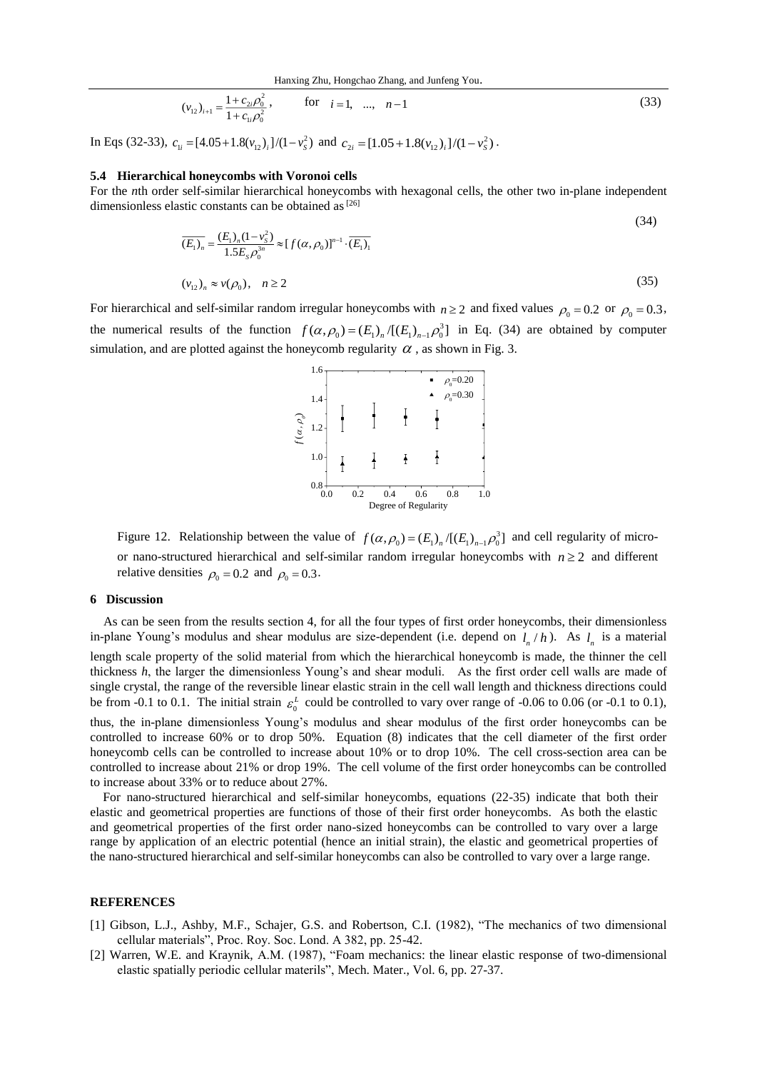$$(v_{12})_{i+1} = \frac{1 + c_{2i}\rho_0^2}{1 + c_{1i}\rho_0^2}, \qquad \text{for} \quad i = 1, \quad ..., \quad n-1 \tag{33}$$

In Eqs (32-33), $c_{1i} = [4.05 + 1.8(v_{12})_i]/(1 - v_S^2)$ and $c_{2i} = [1.05 + 1.8(v_{12})_i]/(1 - v_S^2)$.

### 5.4 Hierarchical honeycombs with Voronoi cells

For the *n*th order self-similar hierarchical honeycombs with hexagonal cells, the other two in-plane independent dimensionless elastic constants can be obtained as [26]

$$\overline{(E_1)_n} = \frac{(E_1)_n (1 - v_S^2)}{1.5 E_S \rho_0^{3n}} \approx [f(\alpha, \rho_0)]^{n-1} \cdot \overline{(E_1)_1} \tag{34}$$

$$(v_{12})_n \approx v(\rho_0), \quad n \geq 2 \tag{35}$$

For hierarchical and self-similar random irregular honeycombs with $n \geq 2$ and fixed values $\rho_0 = 0.2$ or $\rho_0 = 0.3$, the numerical results of the function $f(\alpha, \rho_0) = (E_1)_n / [(E_1)_{n-1} \rho_0^3]$ in Eq. (34) are obtained by computer simulation, and are plotted against the honeycomb regularity $\alpha$, as shown in Fig. 3.

$f(\alpha, \rho_0)$
1.6
1.4
1.2
1.0
0.8
0.0 0.2 0.4 0.6 0.8 1.0
Degree of Regularity
$\rho_0$=0.20
$\rho_0$=0.30

Figure 12. Relationship between the value of $f(\alpha, \rho_0) = (E_1)_n / [(E_1)_{n-1} \rho_0^3]$ and cell regularity of micro- or nano-structured hierarchical and self-similar random irregular honeycombs with $n \geq 2$ and different relative densities $\rho_0 = 0.2$ and $\rho_0 = 0.3$.

## 6 Discussion

As can be seen from the results section 4, for all the four types of first order honeycombs, their dimensionless in-plane Young's modulus and shear modulus are size-dependent (i.e. depend on $l_n / h$). As $l_n$ is a material length scale property of the solid material from which the hierarchical honeycomb is made, the thinner the cell thickness *h*, the larger the dimensionless Young's and shear moduli. As the first order cell walls are made of single crystal, the range of the reversible linear elastic strain in the cell wall length and thickness directions could be from -0.1 to 0.1. The initial strain $\varepsilon_0^L$ could be controlled to vary over range of -0.06 to 0.06 (or -0.1 to 0.1), thus, the in-plane dimensionless Young's modulus and shear modulus of the first order honeycombs can be controlled to increase 60% or to drop 50%. Equation (8) indicates that the cell diameter of the first order honeycomb cells can be controlled to increase about 10% or to drop 10%. The cell cross-section area can be controlled to increase about 21% or drop 19%. The cell volume of the first order honeycombs can be controlled to increase about 33% or to reduce about 27%.

For nano-structured hierarchical and self-similar honeycombs, equations (22-35) indicate that both their elastic and geometrical properties are functions of those of their first order honeycombs. As both the elastic and geometrical properties of the first order nano-sized honeycombs can be controlled to vary over a large range by application of an electric potential (hence an initial strain), the elastic and geometrical properties of the nano-structured hierarchical and self-similar honeycombs can also be controlled to vary over a large range.

## REFERENCES

[1] Gibson, L.J., Ashby, M.F., Schajer, G.S. and Robertson, C.I. (1982), "The mechanics of two dimensional cellular materials", Proc. Roy. Soc. Lond. A 382, pp. 25-42.

[2] Warren, W.E. and Kraynik, A.M. (1987), "Foam mechanics: the linear elastic response of two-dimensional elastic spatially periodic cellular materils", Mech. Mater., Vol. 6, pp. 27-37.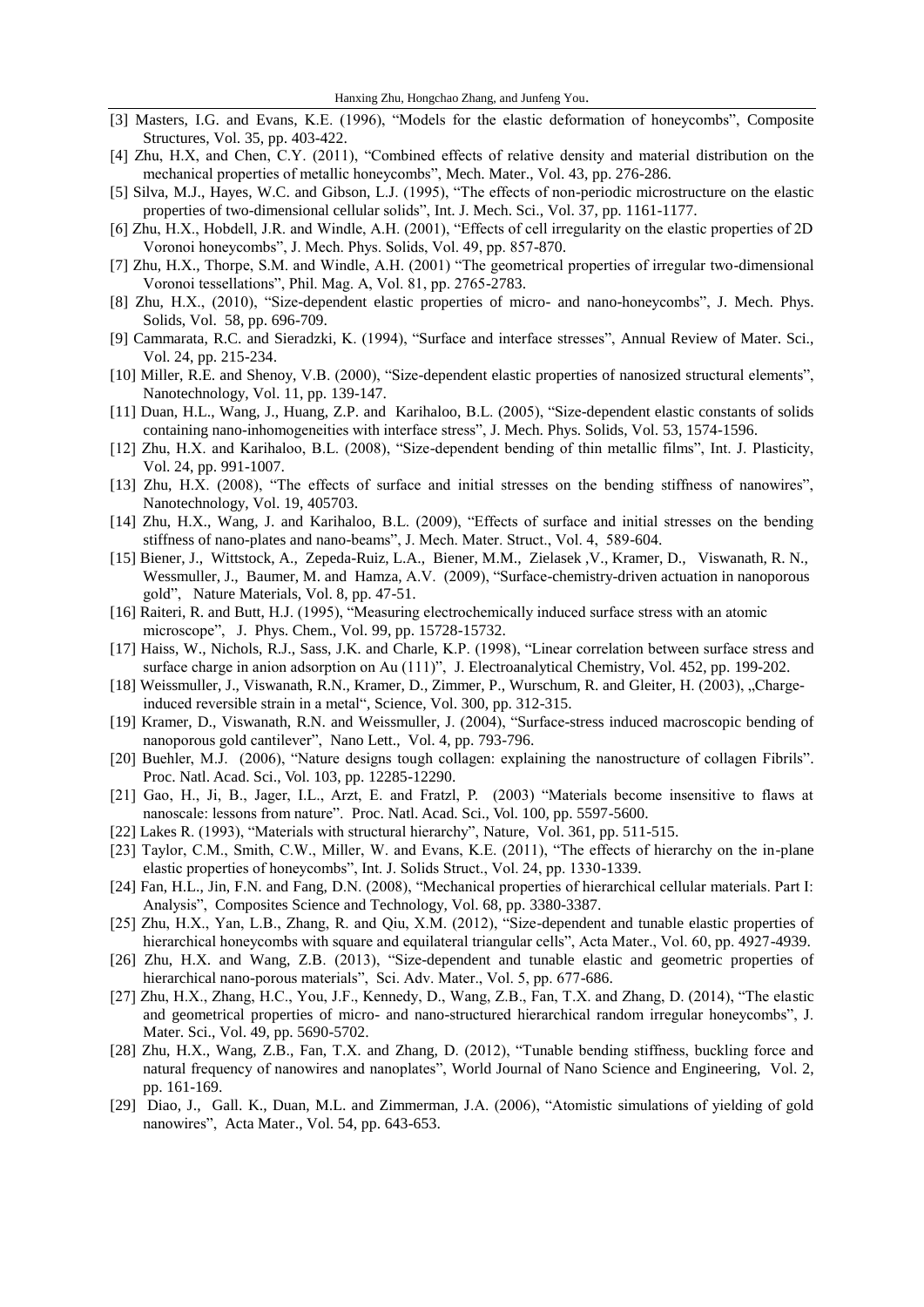[3] Masters, I.G. and Evans, K.E. (1996), "Models for the elastic deformation of honeycombs", Composite Structures, Vol. 35, pp. 403-422.

[4] Zhu, H.X, and Chen, C.Y. (2011), "Combined effects of relative density and material distribution on the mechanical properties of metallic honeycombs", Mech. Mater., Vol. 43, pp. 276-286.

[5] Silva, M.J., Hayes, W.C. and Gibson, L.J. (1995), "The effects of non-periodic microstructure on the elastic properties of two-dimensional cellular solids", Int. J. Mech. Sci., Vol. 37, pp. 1161-1177.

[6] Zhu, H.X., Hobdell, J.R. and Windle, A.H. (2001), "Effects of cell irregularity on the elastic properties of 2D Voronoi honeycombs", J. Mech. Phys. Solids, Vol. 49, pp. 857-870.

[7] Zhu, H.X., Thorpe, S.M. and Windle, A.H. (2001) "The geometrical properties of irregular two-dimensional Voronoi tessellations", Phil. Mag. A, Vol. 81, pp. 2765-2783.

[8] Zhu, H.X., (2010), "Size-dependent elastic properties of micro- and nano-honeycombs", J. Mech. Phys. Solids, Vol. 58, pp. 696-709.

[9] Cammarata, R.C. and Sieradzki, K. (1994), "Surface and interface stresses", Annual Review of Mater. Sci., Vol. 24, pp. 215-234.

[10] Miller, R.E. and Shenoy, V.B. (2000), "Size-dependent elastic properties of nanosized structural elements", Nanotechnology, Vol. 11, pp. 139-147.

[11] Duan, H.L., Wang, J., Huang, Z.P. and Karihaloo, B.L. (2005), "Size-dependent elastic constants of solids containing nano-inhomogeneities with interface stress", J. Mech. Phys. Solids, Vol. 53, 1574-1596.

[12] Zhu, H.X. and Karihaloo, B.L. (2008), "Size-dependent bending of thin metallic films", Int. J. Plasticity, Vol. 24, pp. 991-1007.

[13] Zhu, H.X. (2008), "The effects of surface and initial stresses on the bending stiffness of nanowires", Nanotechnology, Vol. 19, 405703.

[14] Zhu, H.X., Wang, J. and Karihaloo, B.L. (2009), "Effects of surface and initial stresses on the bending stiffness of nano-plates and nano-beams", J. Mech. Mater. Struct., Vol. 4, 589-604.

[15] Biener, J., Wittstock, A., Zepeda-Ruiz, L.A., Biener, M.M., Zielasek ,V., Kramer, D., Viswanath, R. N., Wessmuller, J., Baumer, M. and Hamza, A.V. (2009), "Surface-chemistry-driven actuation in nanoporous gold", Nature Materials, Vol. 8, pp. 47-51.

[16] Raiteri, R. and Butt, H.J. (1995), "Measuring electrochemically induced surface stress with an atomic microscope", J. Phys. Chem., Vol. 99, pp. 15728-15732.

[17] Haiss, W., Nichols, R.J., Sass, J.K. and Charle, K.P. (1998), "Linear correlation between surface stress and surface charge in anion adsorption on Au (111)", J. Electroanalytical Chemistry, Vol. 452, pp. 199-202.

[18] Weissmuller, J., Viswanath, R.N., Kramer, D., Zimmer, P., Wurschum, R. and Gleiter, H. (2003), „Charge-induced reversible strain in a metal", Science, Vol. 300, pp. 312-315.

[19] Kramer, D., Viswanath, R.N. and Weissmuller, J. (2004), "Surface-stress induced macroscopic bending of nanoporous gold cantilever", Nano Lett., Vol. 4, pp. 793-796.

[20] Buehler, M.J. (2006), "Nature designs tough collagen: explaining the nanostructure of collagen Fibrils". Proc. Natl. Acad. Sci., Vol. 103, pp. 12285-12290.

[21] Gao, H., Ji, B., Jager, I.L., Arzt, E. and Fratzl, P. (2003) "Materials become insensitive to flaws at nanoscale: lessons from nature". Proc. Natl. Acad. Sci., Vol. 100, pp. 5597-5600.

[22] Lakes R. (1993), "Materials with structural hierarchy", Nature, Vol. 361, pp. 511-515.

[23] Taylor, C.M., Smith, C.W., Miller, W. and Evans, K.E. (2011), "The effects of hierarchy on the in-plane elastic properties of honeycombs", Int. J. Solids Struct., Vol. 24, pp. 1330-1339.

[24] Fan, H.L., Jin, F.N. and Fang, D.N. (2008), "Mechanical properties of hierarchical cellular materials. Part I: Analysis", Composites Science and Technology, Vol. 68, pp. 3380-3387.

[25] Zhu, H.X., Yan, L.B., Zhang, R. and Qiu, X.M. (2012), "Size-dependent and tunable elastic properties of hierarchical honeycombs with square and equilateral triangular cells", Acta Mater., Vol. 60, pp. 4927-4939.

[26] Zhu, H.X. and Wang, Z.B. (2013), "Size-dependent and tunable elastic and geometric properties of hierarchical nano-porous materials", Sci. Adv. Mater., Vol. 5, pp. 677-686.

[27] Zhu, H.X., Zhang, H.C., You, J.F., Kennedy, D., Wang, Z.B., Fan, T.X. and Zhang, D. (2014), "The elastic and geometrical properties of micro- and nano-structured hierarchical random irregular honeycombs", J. Mater. Sci., Vol. 49, pp. 5690-5702.

[28] Zhu, H.X., Wang, Z.B., Fan, T.X. and Zhang, D. (2012), "Tunable bending stiffness, buckling force and natural frequency of nanowires and nanoplates", World Journal of Nano Science and Engineering, Vol. 2, pp. 161-169.

[29] Diao, J., Gall. K., Duan, M.L. and Zimmerman, J.A. (2006), "Atomistic simulations of yielding of gold nanowires", Acta Mater., Vol. 54, pp. 643-653.